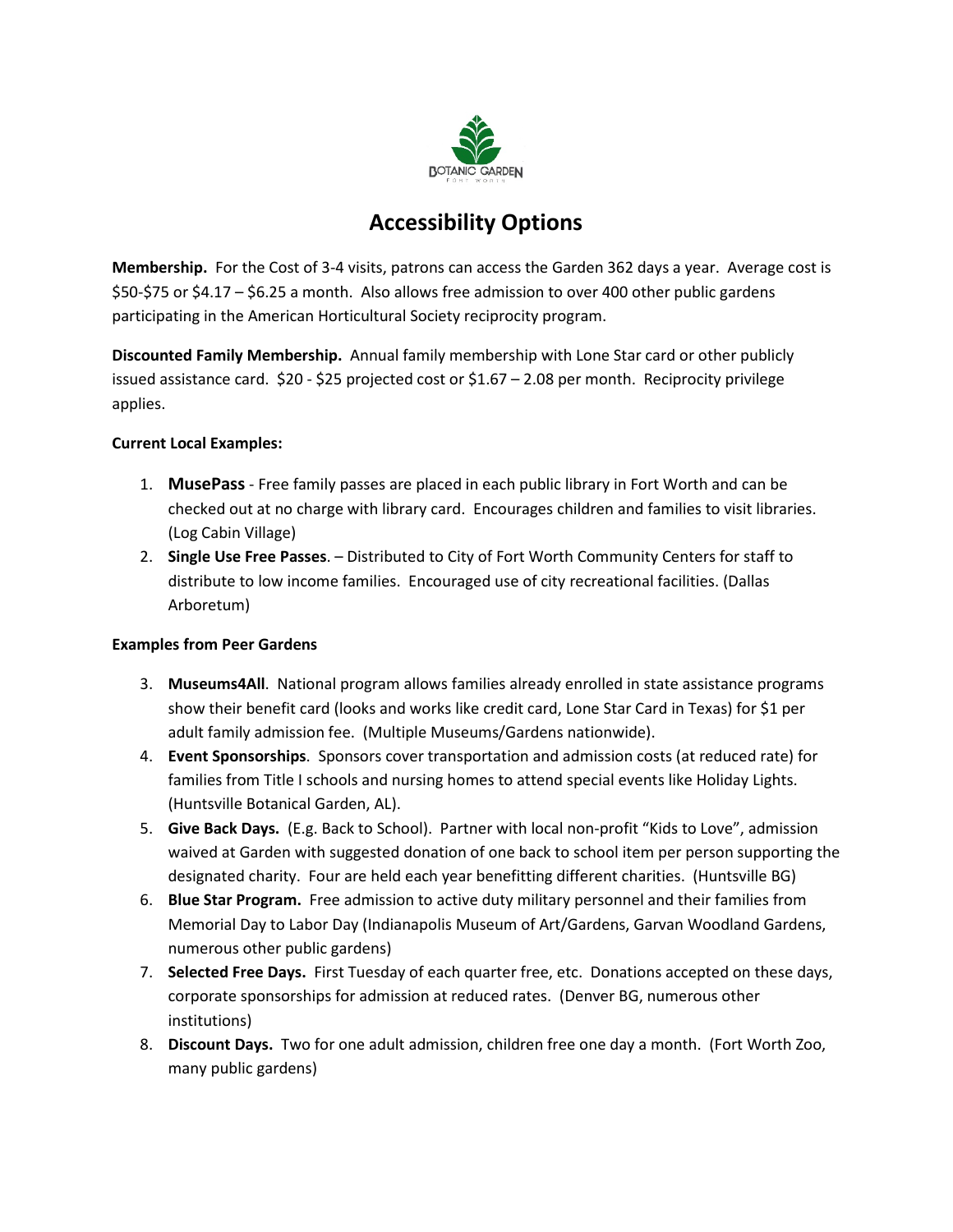# Accessibility Options

**Membership.** For the Cost of 3-4 visits, patrons can access the Garden 362 days a year. Average cost is $50-$75 or $4.17 – $6.25 a month. Also allows free admission to over 400 other public gardens participating in the American Horticultural Society reciprocity program.

**Discounted Family Membership.** Annual family membership with Lone Star card or other publicly issued assistance card. $20 - $25 projected cost or $1.67 – 2.08 per month. Reciprocity privilege applies.

**Current Local Examples:**

1. **MusePass** - Free family passes are placed in each public library in Fort Worth and can be checked out at no charge with library card. Encourages children and families to visit libraries. (Log Cabin Village)
2. **Single Use Free Passes**. – Distributed to City of Fort Worth Community Centers for staff to distribute to low income families. Encouraged use of city recreational facilities. (Dallas Arboretum)

**Examples from Peer Gardens**

3. **Museums4All**. National program allows families already enrolled in state assistance programs show their benefit card (looks and works like credit card, Lone Star Card in Texas) for $1 per adult family admission fee. (Multiple Museums/Gardens nationwide).
4. **Event Sponsorships**. Sponsors cover transportation and admission costs (at reduced rate) for families from Title I schools and nursing homes to attend special events like Holiday Lights. (Huntsville Botanical Garden, AL).
5. **Give Back Days.** (E.g. Back to School). Partner with local non-profit "Kids to Love", admission waived at Garden with suggested donation of one back to school item per person supporting the designated charity. Four are held each year benefitting different charities. (Huntsville BG)
6. **Blue Star Program.** Free admission to active duty military personnel and their families from Memorial Day to Labor Day (Indianapolis Museum of Art/Gardens, Garvan Woodland Gardens, numerous other public gardens)
7. **Selected Free Days.** First Tuesday of each quarter free, etc. Donations accepted on these days, corporate sponsorships for admission at reduced rates. (Denver BG, numerous other institutions)
8. **Discount Days.** Two for one adult admission, children free one day a month. (Fort Worth Zoo, many public gardens)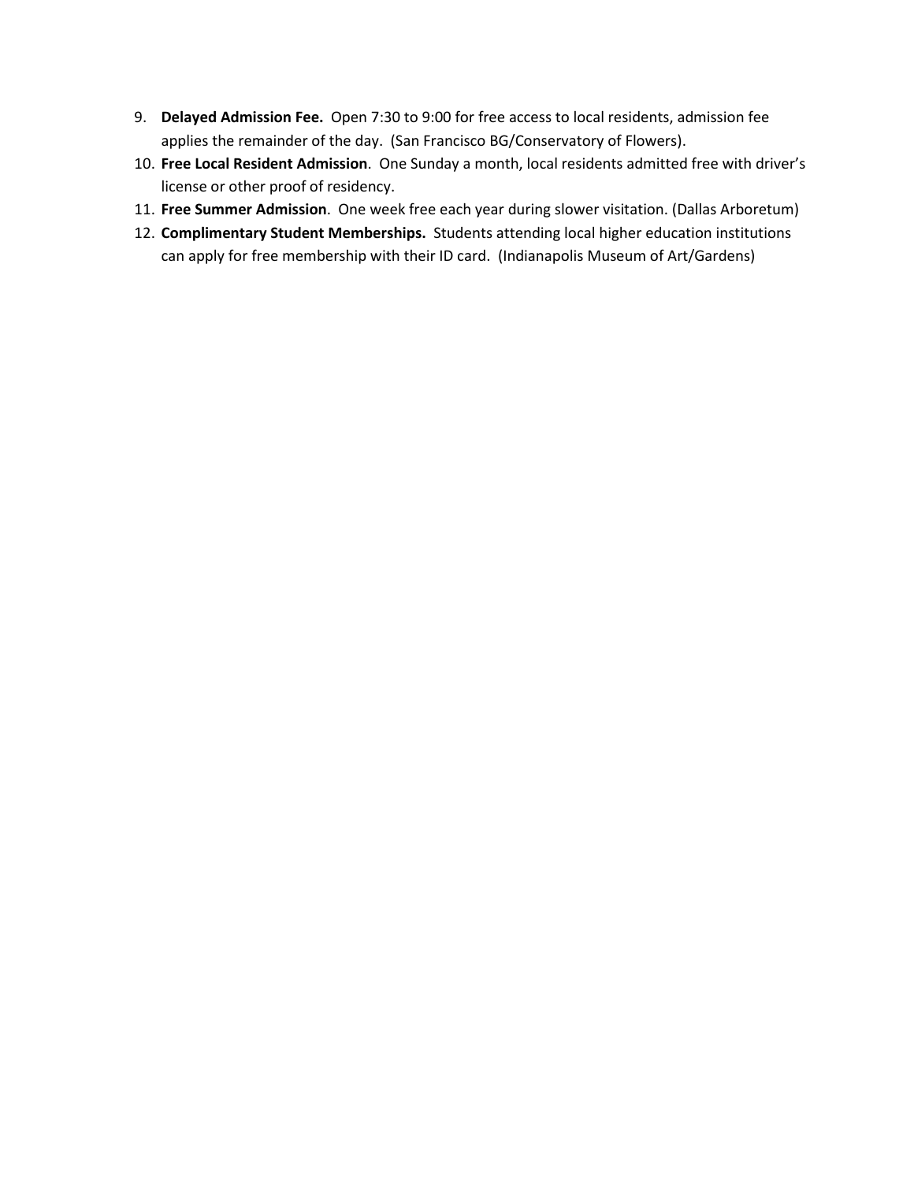9. **Delayed Admission Fee.** Open 7:30 to 9:00 for free access to local residents, admission fee applies the remainder of the day. (San Francisco BG/Conservatory of Flowers).
10. **Free Local Resident Admission**. One Sunday a month, local residents admitted free with driver's license or other proof of residency.
11. **Free Summer Admission**. One week free each year during slower visitation. (Dallas Arboretum)
12. **Complimentary Student Memberships.** Students attending local higher education institutions can apply for free membership with their ID card. (Indianapolis Museum of Art/Gardens)